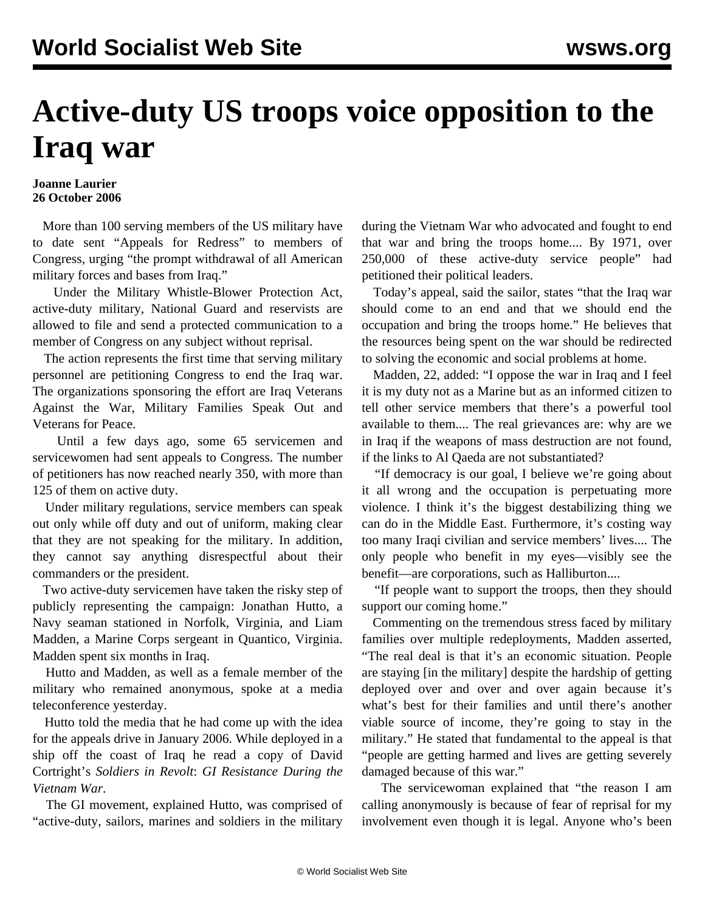# Active-duty US troops voice opposition to the Iraq war

**Joanne Laurier**
**26 October 2006**

More than 100 serving members of the US military have to date sent "Appeals for Redress" to members of Congress, urging "the prompt withdrawal of all American military forces and bases from Iraq."

Under the Military Whistle-Blower Protection Act, active-duty military, National Guard and reservists are allowed to file and send a protected communication to a member of Congress on any subject without reprisal.

The action represents the first time that serving military personnel are petitioning Congress to end the Iraq war. The organizations sponsoring the effort are Iraq Veterans Against the War, Military Families Speak Out and Veterans for Peace.

Until a few days ago, some 65 servicemen and servicewomen had sent appeals to Congress. The number of petitioners has now reached nearly 350, with more than 125 of them on active duty.

Under military regulations, service members can speak out only while off duty and out of uniform, making clear that they are not speaking for the military. In addition, they cannot say anything disrespectful about their commanders or the president.

Two active-duty servicemen have taken the risky step of publicly representing the campaign: Jonathan Hutto, a Navy seaman stationed in Norfolk, Virginia, and Liam Madden, a Marine Corps sergeant in Quantico, Virginia. Madden spent six months in Iraq.

Hutto and Madden, as well as a female member of the military who remained anonymous, spoke at a media teleconference yesterday.

Hutto told the media that he had come up with the idea for the appeals drive in January 2006. While deployed in a ship off the coast of Iraq he read a copy of David Cortright's *Soldiers in Revolt*: *GI Resistance During the Vietnam War*.

The GI movement, explained Hutto, was comprised of "active-duty, sailors, marines and soldiers in the military during the Vietnam War who advocated and fought to end that war and bring the troops home.... By 1971, over 250,000 of these active-duty service people" had petitioned their political leaders.

Today's appeal, said the sailor, states "that the Iraq war should come to an end and that we should end the occupation and bring the troops home." He believes that the resources being spent on the war should be redirected to solving the economic and social problems at home.

Madden, 22, added: "I oppose the war in Iraq and I feel it is my duty not as a Marine but as an informed citizen to tell other service members that there's a powerful tool available to them.... The real grievances are: why are we in Iraq if the weapons of mass destruction are not found, if the links to Al Qaeda are not substantiated?

"If democracy is our goal, I believe we're going about it all wrong and the occupation is perpetuating more violence. I think it's the biggest destabilizing thing we can do in the Middle East. Furthermore, it's costing way too many Iraqi civilian and service members' lives.... The only people who benefit in my eyes—visibly see the benefit—are corporations, such as Halliburton....

"If people want to support the troops, then they should support our coming home."

Commenting on the tremendous stress faced by military families over multiple redeployments, Madden asserted, "The real deal is that it's an economic situation. People are staying [in the military] despite the hardship of getting deployed over and over and over again because it's what's best for their families and until there's another viable source of income, they're going to stay in the military." He stated that fundamental to the appeal is that "people are getting harmed and lives are getting severely damaged because of this war."

The servicewoman explained that "the reason I am calling anonymously is because of fear of reprisal for my involvement even though it is legal. Anyone who's been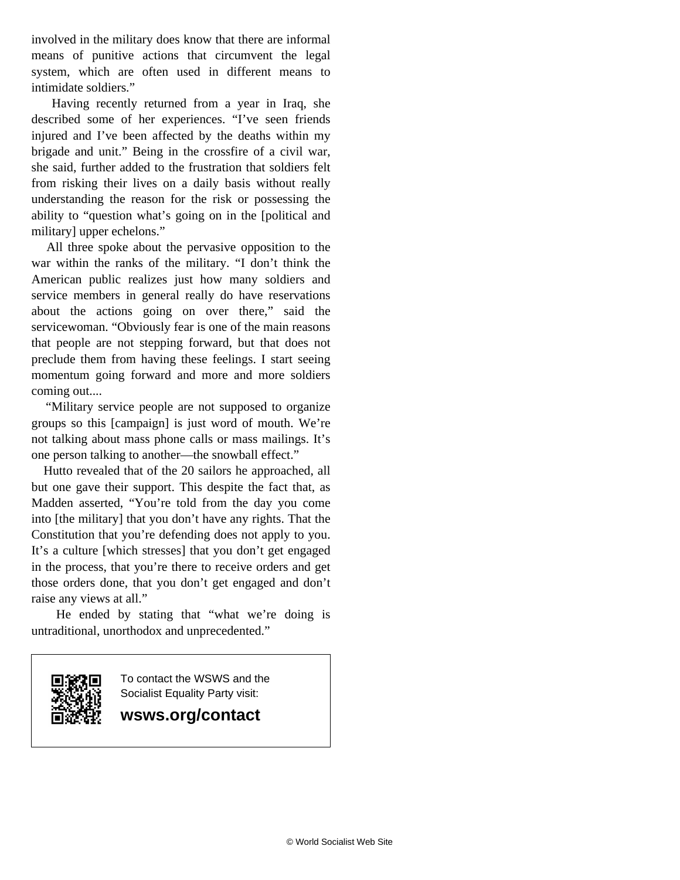involved in the military does know that there are informal means of punitive actions that circumvent the legal system, which are often used in different means to intimidate soldiers."

Having recently returned from a year in Iraq, she described some of her experiences. "I've seen friends injured and I've been affected by the deaths within my brigade and unit." Being in the crossfire of a civil war, she said, further added to the frustration that soldiers felt from risking their lives on a daily basis without really understanding the reason for the risk or possessing the ability to "question what's going on in the [political and military] upper echelons."

All three spoke about the pervasive opposition to the war within the ranks of the military. "I don't think the American public realizes just how many soldiers and service members in general really do have reservations about the actions going on over there," said the servicewoman. "Obviously fear is one of the main reasons that people are not stepping forward, but that does not preclude them from having these feelings. I start seeing momentum going forward and more and more soldiers coming out....

"Military service people are not supposed to organize groups so this [campaign] is just word of mouth. We're not talking about mass phone calls or mass mailings. It's one person talking to another—the snowball effect."

Hutto revealed that of the 20 sailors he approached, all but one gave their support. This despite the fact that, as Madden asserted, "You're told from the day you come into [the military] that you don't have any rights. That the Constitution that you're defending does not apply to you. It's a culture [which stresses] that you don't get engaged in the process, that you're there to receive orders and get those orders done, that you don't get engaged and don't raise any views at all."

He ended by stating that "what we're doing is untraditional, unorthodox and unprecedented."

To contact the WSWS and the Socialist Equality Party visit:

**wsws.org/contact**